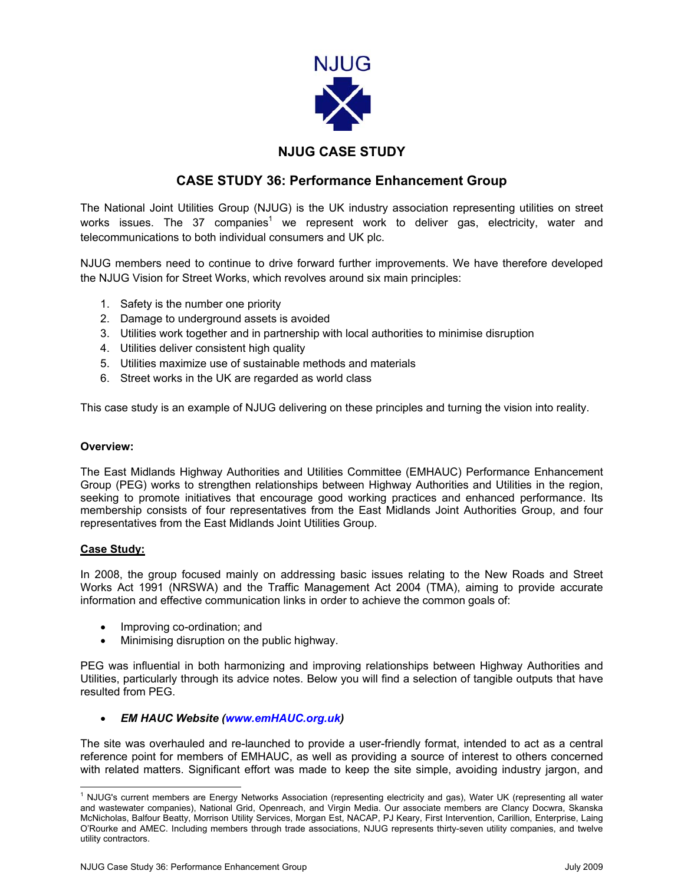NJUG

# NJUG CASE STUDY

## CASE STUDY 36: Performance Enhancement Group

The National Joint Utilities Group (NJUG) is the UK industry association representing utilities on street works issues. The 37 companies[1] we represent work to deliver gas, electricity, water and telecommunications to both individual consumers and UK plc.

NJUG members need to continue to drive forward further improvements. We have therefore developed the NJUG Vision for Street Works, which revolves around six main principles:

1. Safety is the number one priority
2. Damage to underground assets is avoided
3. Utilities work together and in partnership with local authorities to minimise disruption
4. Utilities deliver consistent high quality
5. Utilities maximize use of sustainable methods and materials
6. Street works in the UK are regarded as world class

This case study is an example of NJUG delivering on these principles and turning the vision into reality.

**Overview:**

The East Midlands Highway Authorities and Utilities Committee (EMHAUC) Performance Enhancement Group (PEG) works to strengthen relationships between Highway Authorities and Utilities in the region, seeking to promote initiatives that encourage good working practices and enhanced performance. Its membership consists of four representatives from the East Midlands Joint Authorities Group, and four representatives from the East Midlands Joint Utilities Group.

**Case Study:**

In 2008, the group focused mainly on addressing basic issues relating to the New Roads and Street Works Act 1991 (NRSWA) and the Traffic Management Act 2004 (TMA), aiming to provide accurate information and effective communication links in order to achieve the common goals of:

- Improving co-ordination; and
- Minimising disruption on the public highway.

PEG was influential in both harmonizing and improving relationships between Highway Authorities and Utilities, particularly through its advice notes. Below you will find a selection of tangible outputs that have resulted from PEG.

- ***EM HAUC Website (www.emHAUC.org.uk)***

The site was overhauled and re-launched to provide a user-friendly format, intended to act as a central reference point for members of EMHAUC, as well as providing a source of interest to others concerned with related matters. Significant effort was made to keep the site simple, avoiding industry jargon, and

[1] NJUG's current members are Energy Networks Association (representing electricity and gas), Water UK (representing all water and wastewater companies), National Grid, Openreach, and Virgin Media. Our associate members are Clancy Docwra, Skanska McNicholas, Balfour Beatty, Morrison Utility Services, Morgan Est, NACAP, PJ Keary, First Intervention, Carillion, Enterprise, Laing O'Rourke and AMEC. Including members through trade associations, NJUG represents thirty-seven utility companies, and twelve utility contractors.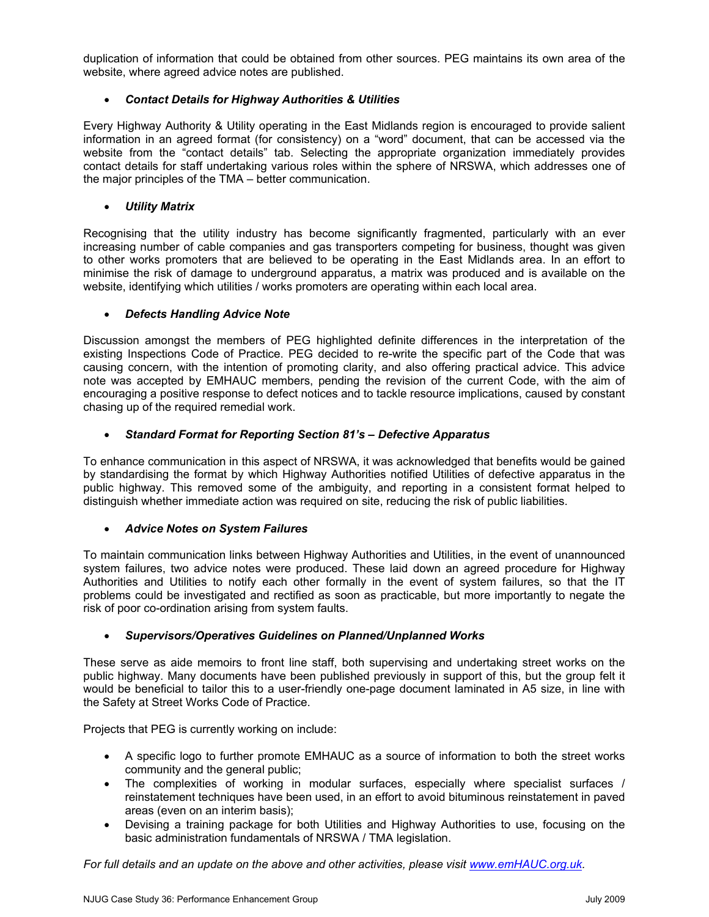duplication of information that could be obtained from other sources. PEG maintains its own area of the website, where agreed advice notes are published.

- ***Contact Details for Highway Authorities & Utilities***

Every Highway Authority & Utility operating in the East Midlands region is encouraged to provide salient information in an agreed format (for consistency) on a "word" document, that can be accessed via the website from the "contact details" tab. Selecting the appropriate organization immediately provides contact details for staff undertaking various roles within the sphere of NRSWA, which addresses one of the major principles of the TMA – better communication.

- ***Utility Matrix***

Recognising that the utility industry has become significantly fragmented, particularly with an ever increasing number of cable companies and gas transporters competing for business, thought was given to other works promoters that are believed to be operating in the East Midlands area. In an effort to minimise the risk of damage to underground apparatus, a matrix was produced and is available on the website, identifying which utilities / works promoters are operating within each local area.

- ***Defects Handling Advice Note***

Discussion amongst the members of PEG highlighted definite differences in the interpretation of the existing Inspections Code of Practice. PEG decided to re-write the specific part of the Code that was causing concern, with the intention of promoting clarity, and also offering practical advice. This advice note was accepted by EMHAUC members, pending the revision of the current Code, with the aim of encouraging a positive response to defect notices and to tackle resource implications, caused by constant chasing up of the required remedial work.

- ***Standard Format for Reporting Section 81's – Defective Apparatus***

To enhance communication in this aspect of NRSWA, it was acknowledged that benefits would be gained by standardising the format by which Highway Authorities notified Utilities of defective apparatus in the public highway. This removed some of the ambiguity, and reporting in a consistent format helped to distinguish whether immediate action was required on site, reducing the risk of public liabilities.

- ***Advice Notes on System Failures***

To maintain communication links between Highway Authorities and Utilities, in the event of unannounced system failures, two advice notes were produced. These laid down an agreed procedure for Highway Authorities and Utilities to notify each other formally in the event of system failures, so that the IT problems could be investigated and rectified as soon as practicable, but more importantly to negate the risk of poor co-ordination arising from system faults.

- ***Supervisors/Operatives Guidelines on Planned/Unplanned Works***

These serve as aide memoirs to front line staff, both supervising and undertaking street works on the public highway. Many documents have been published previously in support of this, but the group felt it would be beneficial to tailor this to a user-friendly one-page document laminated in A5 size, in line with the Safety at Street Works Code of Practice.

Projects that PEG is currently working on include:

- A specific logo to further promote EMHAUC as a source of information to both the street works community and the general public;
- The complexities of working in modular surfaces, especially where specialist surfaces / reinstatement techniques have been used, in an effort to avoid bituminous reinstatement in paved areas (even on an interim basis);
- Devising a training package for both Utilities and Highway Authorities to use, focusing on the basic administration fundamentals of NRSWA / TMA legislation.

*For full details and an update on the above and other activities, please visit [www.emHAUC.org.uk](www.emHAUC.org.uk).*